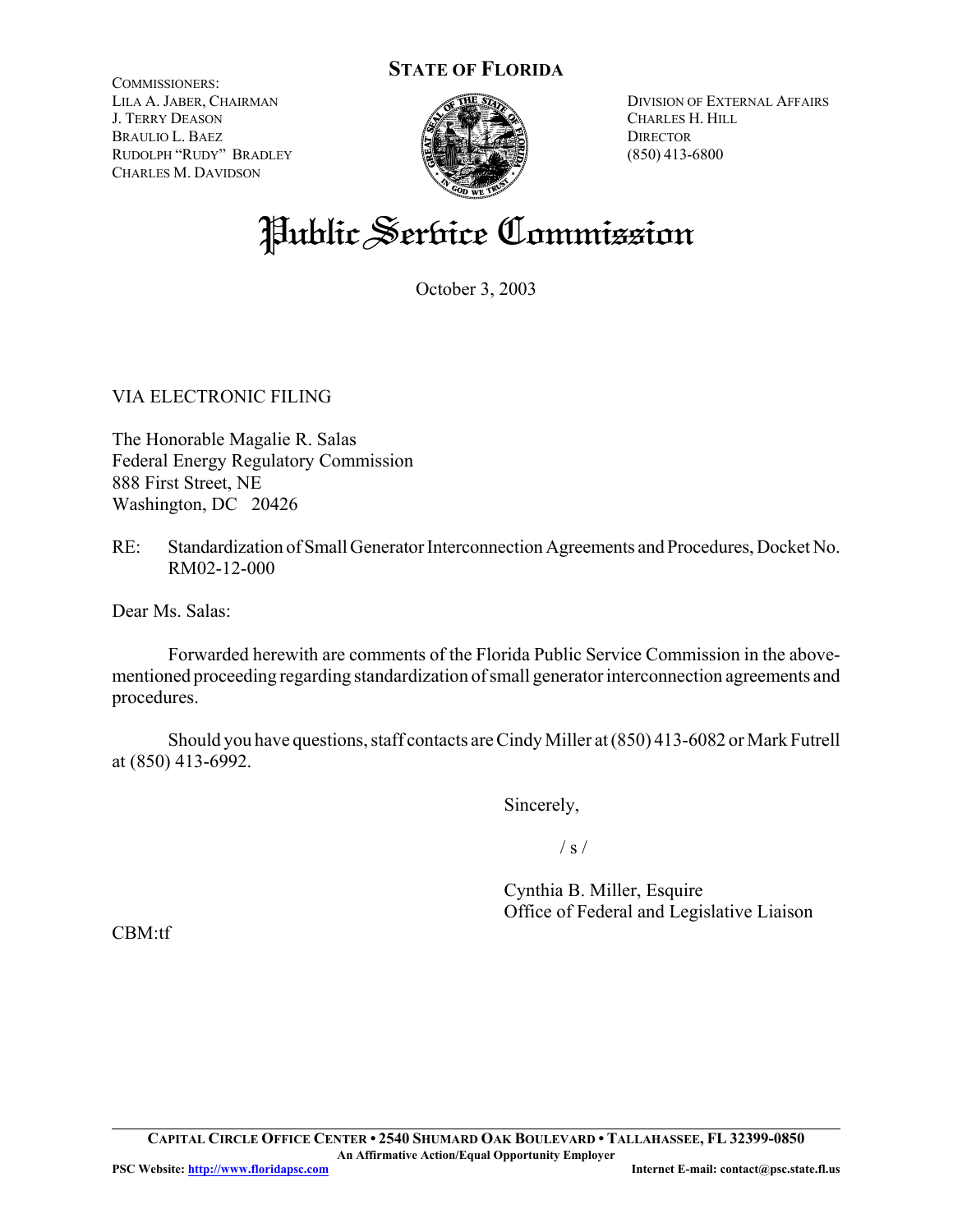**STATE OF FLORIDA**

COMMISSIONERS:
LILA A. JABER, CHAIRMAN
J. TERRY DEASON
BRAULIO L. BAEZ
RUDOLPH "RUDY" BRADLEY
CHARLES M. DAVIDSON

DIVISION OF EXTERNAL AFFAIRS
CHARLES H. HILL
DIRECTOR
(850) 413-6800

# Public Service Commission

October 3, 2003

VIA ELECTRONIC FILING

The Honorable Magalie R. Salas
Federal Energy Regulatory Commission
888 First Street, NE
Washington, DC 20426

RE: Standardization of Small Generator Interconnection Agreements and Procedures, Docket No. RM02-12-000

Dear Ms. Salas:

Forwarded herewith are comments of the Florida Public Service Commission in the above-mentioned proceeding regarding standardization of small generator interconnection agreements and procedures.

Should you have questions, staff contacts are Cindy Miller at (850) 413-6082 or Mark Futrell at (850) 413-6992.

Sincerely,

/ s /

Cynthia B. Miller, Esquire
Office of Federal and Legislative Liaison

CBM:tf

---

**CAPITAL CIRCLE OFFICE CENTER • 2540 SHUMARD OAK BOULEVARD • TALLAHASSEE, FL 32399-0850**
**An Affirmative Action/Equal Opportunity Employer**
**PSC Website: http://www.floridapsc.com** **Internet E-mail: contact@psc.state.fl.us**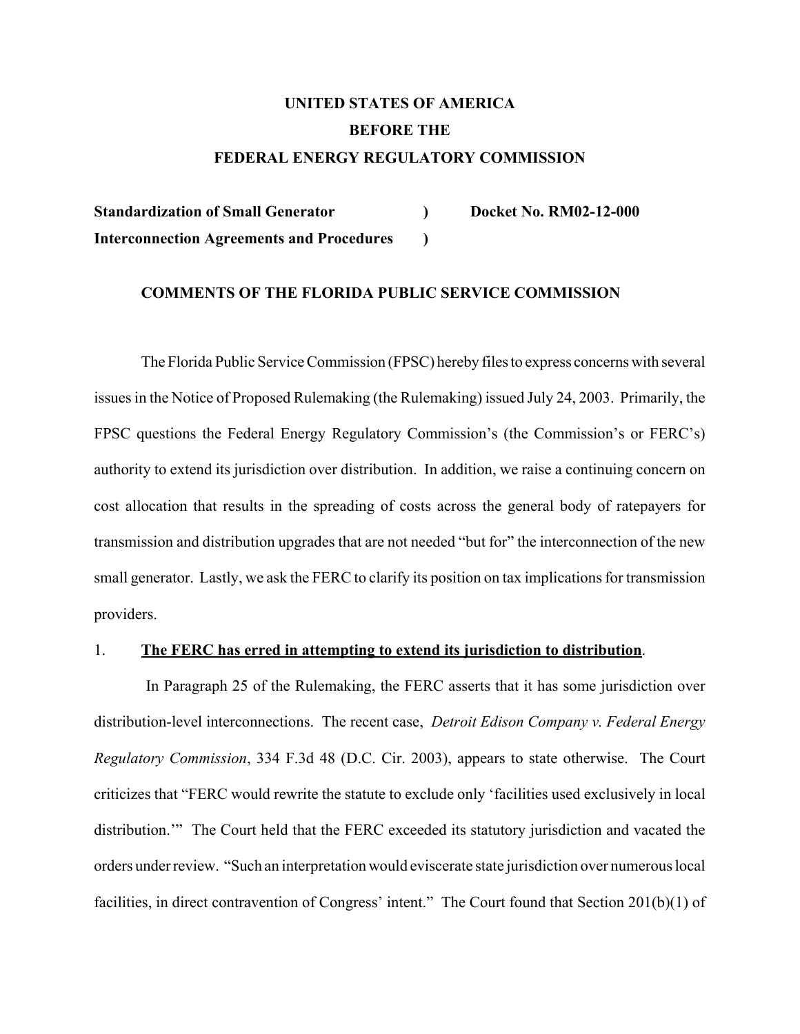**UNITED STATES OF AMERICA**

**BEFORE THE**

**FEDERAL ENERGY REGULATORY COMMISSION**

| | | |
|---|---|---|
| **Standardization of Small Generator** | **)** | **Docket No. RM02-12-000** |
| **Interconnection Agreements and Procedures** | **)** | |

**COMMENTS OF THE FLORIDA PUBLIC SERVICE COMMISSION**

The Florida Public Service Commission (FPSC) hereby files to express concerns with several issues in the Notice of Proposed Rulemaking (the Rulemaking) issued July 24, 2003. Primarily, the FPSC questions the Federal Energy Regulatory Commission's (the Commission's or FERC's) authority to extend its jurisdiction over distribution. In addition, we raise a continuing concern on cost allocation that results in the spreading of costs across the general body of ratepayers for transmission and distribution upgrades that are not needed "but for" the interconnection of the new small generator. Lastly, we ask the FERC to clarify its position on tax implications for transmission providers.

1. **<u>The FERC has erred in attempting to extend its jurisdiction to distribution</u>**.

In Paragraph 25 of the Rulemaking, the FERC asserts that it has some jurisdiction over distribution-level interconnections. The recent case, *Detroit Edison Company v. Federal Energy Regulatory Commission*, 334 F.3d 48 (D.C. Cir. 2003), appears to state otherwise. The Court criticizes that "FERC would rewrite the statute to exclude only 'facilities used exclusively in local distribution.'" The Court held that the FERC exceeded its statutory jurisdiction and vacated the orders under review. "Such an interpretation would eviscerate state jurisdiction over numerous local facilities, in direct contravention of Congress' intent." The Court found that Section 201(b)(1) of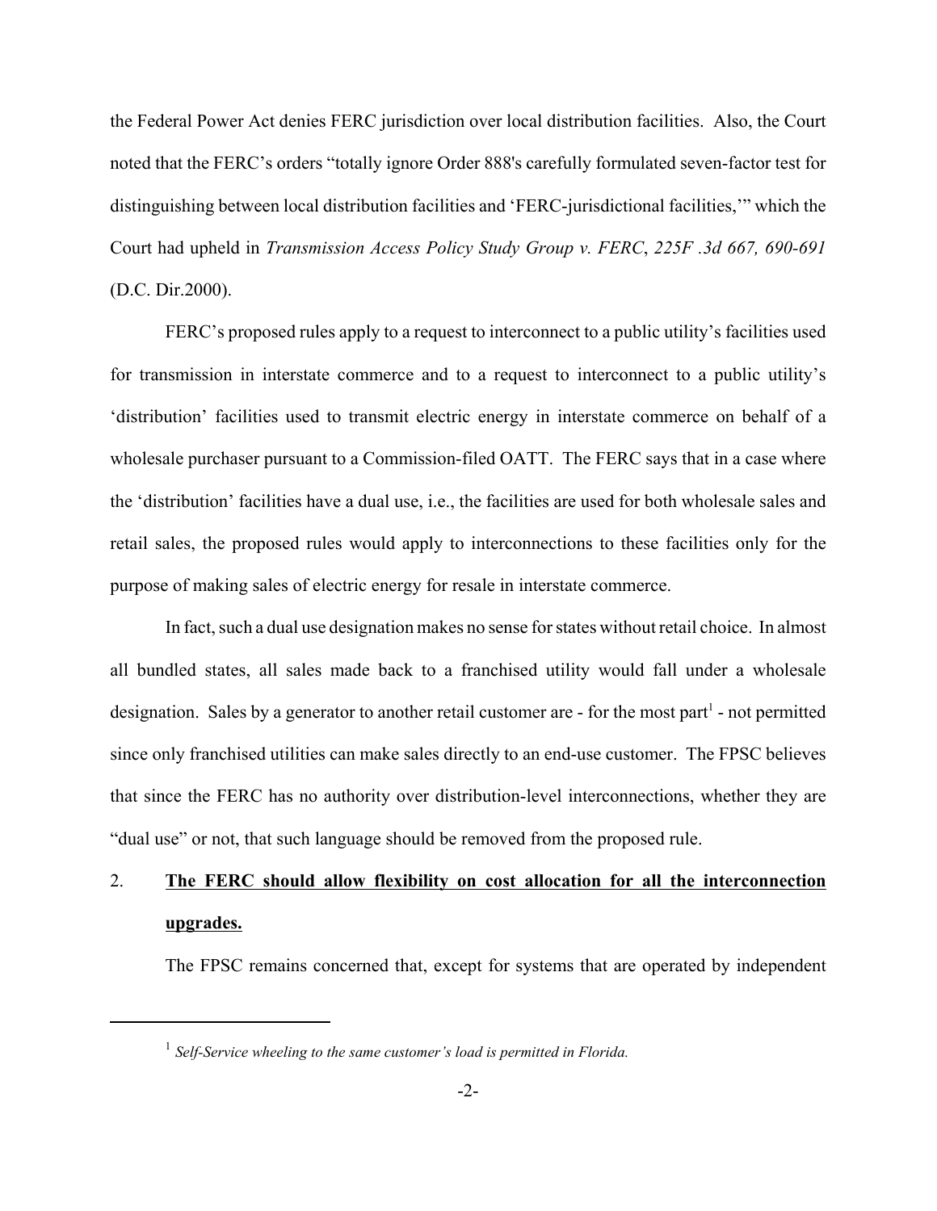the Federal Power Act denies FERC jurisdiction over local distribution facilities. Also, the Court noted that the FERC's orders "totally ignore Order 888's carefully formulated seven-factor test for distinguishing between local distribution facilities and 'FERC-jurisdictional facilities,'" which the Court had upheld in *Transmission Access Policy Study Group v. FERC*, *225F .3d 667, 690-691* (D.C. Dir.2000).

FERC's proposed rules apply to a request to interconnect to a public utility's facilities used for transmission in interstate commerce and to a request to interconnect to a public utility's 'distribution' facilities used to transmit electric energy in interstate commerce on behalf of a wholesale purchaser pursuant to a Commission-filed OATT. The FERC says that in a case where the 'distribution' facilities have a dual use, i.e., the facilities are used for both wholesale sales and retail sales, the proposed rules would apply to interconnections to these facilities only for the purpose of making sales of electric energy for resale in interstate commerce.

In fact, such a dual use designation makes no sense for states without retail choice. In almost all bundled states, all sales made back to a franchised utility would fall under a wholesale designation. Sales by a generator to another retail customer are - for the most part[1] - not permitted since only franchised utilities can make sales directly to an end-use customer. The FPSC believes that since the FERC has no authority over distribution-level interconnections, whether they are "dual use" or not, that such language should be removed from the proposed rule.

2. **<u>The FERC should allow flexibility on cost allocation for all the interconnection upgrades.</u>**

The FPSC remains concerned that, except for systems that are operated by independent

---

[1] *Self-Service wheeling to the same customer's load is permitted in Florida.*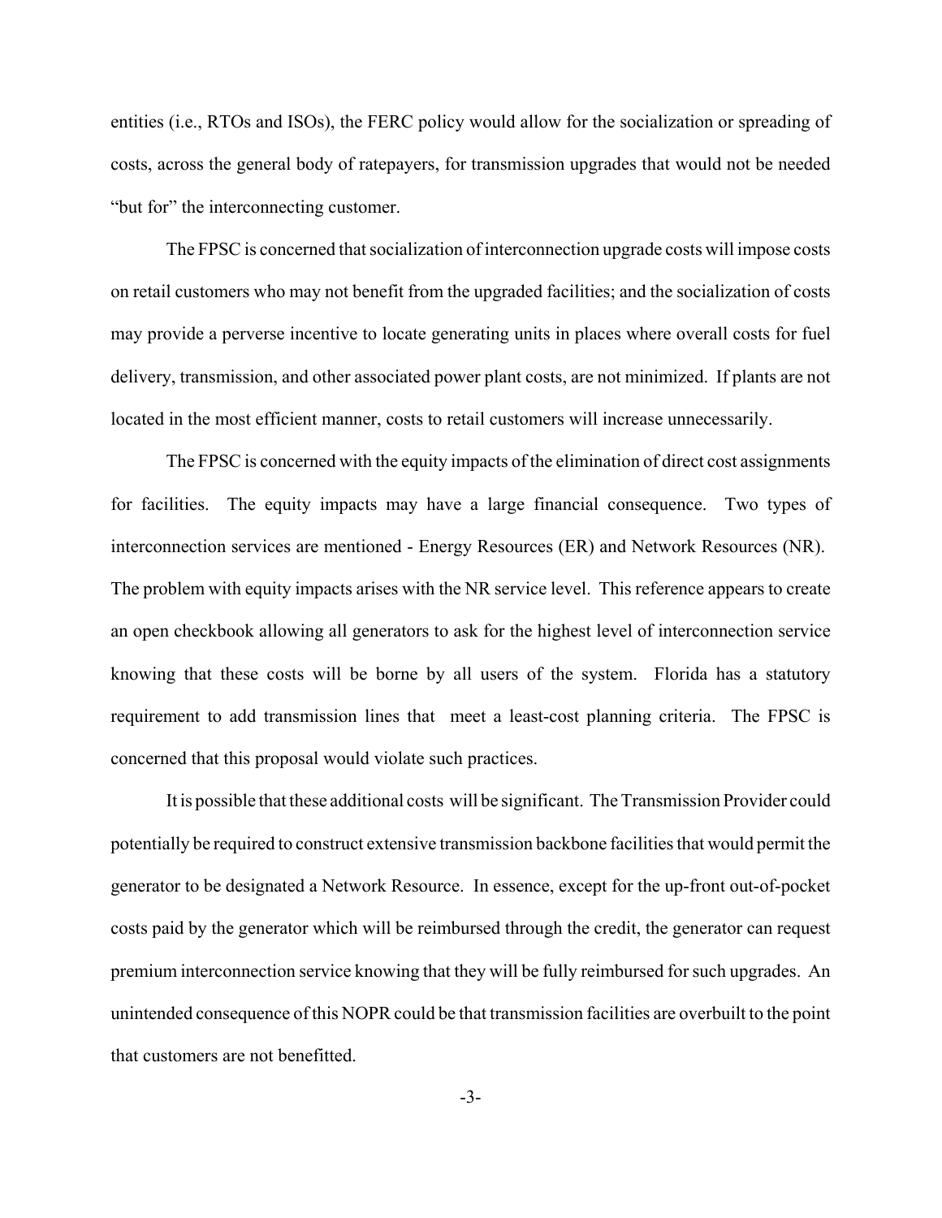entities (i.e., RTOs and ISOs), the FERC policy would allow for the socialization or spreading of costs, across the general body of ratepayers, for transmission upgrades that would not be needed "but for" the interconnecting customer.

The FPSC is concerned that socialization of interconnection upgrade costs will impose costs on retail customers who may not benefit from the upgraded facilities; and the socialization of costs may provide a perverse incentive to locate generating units in places where overall costs for fuel delivery, transmission, and other associated power plant costs, are not minimized. If plants are not located in the most efficient manner, costs to retail customers will increase unnecessarily.

The FPSC is concerned with the equity impacts of the elimination of direct cost assignments for facilities. The equity impacts may have a large financial consequence. Two types of interconnection services are mentioned - Energy Resources (ER) and Network Resources (NR). The problem with equity impacts arises with the NR service level. This reference appears to create an open checkbook allowing all generators to ask for the highest level of interconnection service knowing that these costs will be borne by all users of the system. Florida has a statutory requirement to add transmission lines that meet a least-cost planning criteria. The FPSC is concerned that this proposal would violate such practices.

It is possible that these additional costs will be significant. The Transmission Provider could potentially be required to construct extensive transmission backbone facilities that would permit the generator to be designated a Network Resource. In essence, except for the up-front out-of-pocket costs paid by the generator which will be reimbursed through the credit, the generator can request premium interconnection service knowing that they will be fully reimbursed for such upgrades. An unintended consequence of this NOPR could be that transmission facilities are overbuilt to the point that customers are not benefitted.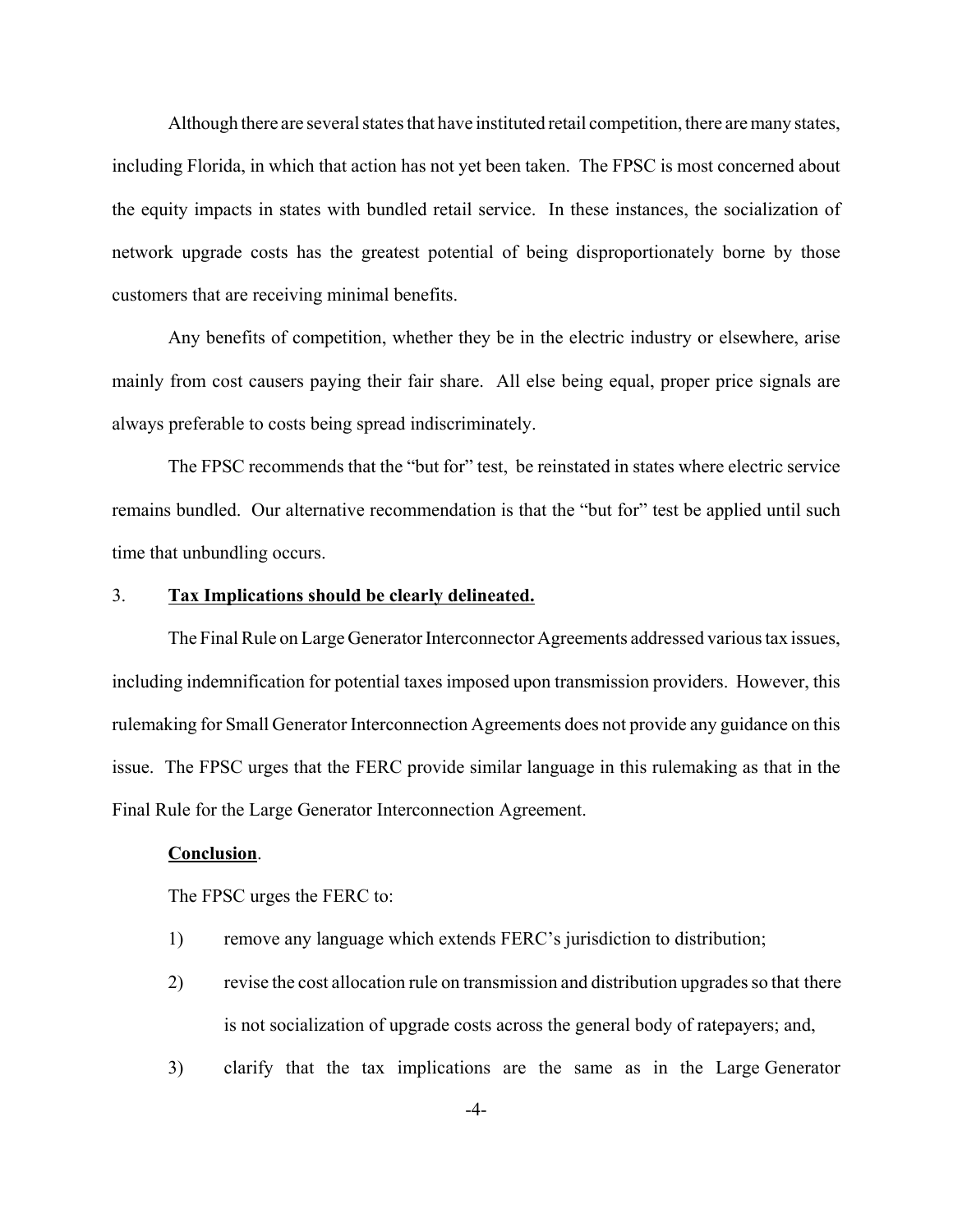Although there are several states that have instituted retail competition, there are many states, including Florida, in which that action has not yet been taken. The FPSC is most concerned about the equity impacts in states with bundled retail service. In these instances, the socialization of network upgrade costs has the greatest potential of being disproportionately borne by those customers that are receiving minimal benefits.

Any benefits of competition, whether they be in the electric industry or elsewhere, arise mainly from cost causers paying their fair share. All else being equal, proper price signals are always preferable to costs being spread indiscriminately.

The FPSC recommends that the "but for" test, be reinstated in states where electric service remains bundled. Our alternative recommendation is that the "but for" test be applied until such time that unbundling occurs.

3. **<u>Tax Implications should be clearly delineated.</u>**

The Final Rule on Large Generator Interconnector Agreements addressed various tax issues, including indemnification for potential taxes imposed upon transmission providers. However, this rulemaking for Small Generator Interconnection Agreements does not provide any guidance on this issue. The FPSC urges that the FERC provide similar language in this rulemaking as that in the Final Rule for the Large Generator Interconnection Agreement.

**<u>Conclusion</u>**.

The FPSC urges the FERC to:

1) remove any language which extends FERC's jurisdiction to distribution;

2) revise the cost allocation rule on transmission and distribution upgrades so that there is not socialization of upgrade costs across the general body of ratepayers; and,

3) clarify that the tax implications are the same as in the Large Generator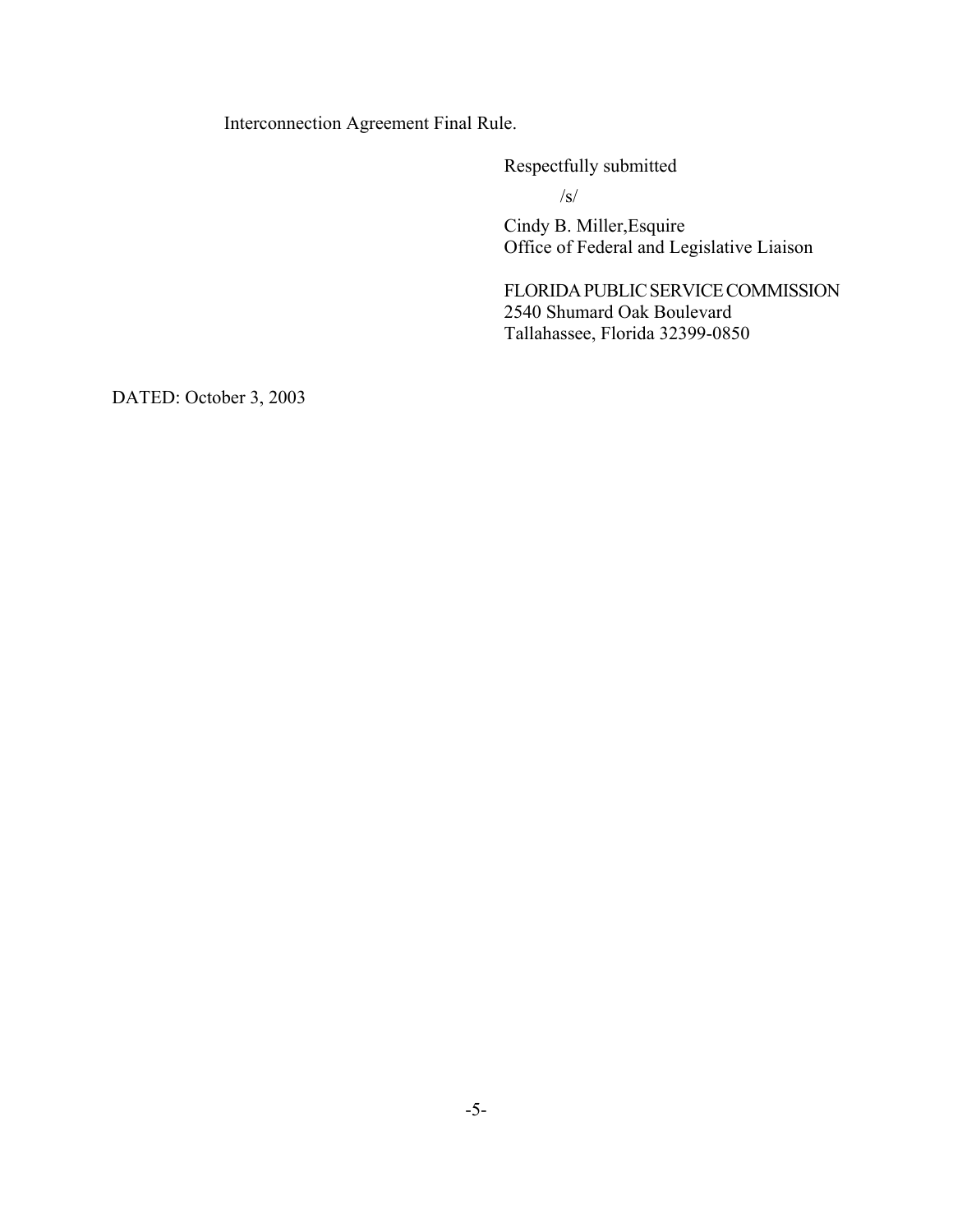Interconnection Agreement Final Rule.

Respectfully submitted

/s/

Cindy B. Miller,Esquire
Office of Federal and Legislative Liaison

FLORIDA PUBLIC SERVICE COMMISSION
2540 Shumard Oak Boulevard
Tallahassee, Florida 32399-0850

DATED: October 3, 2003